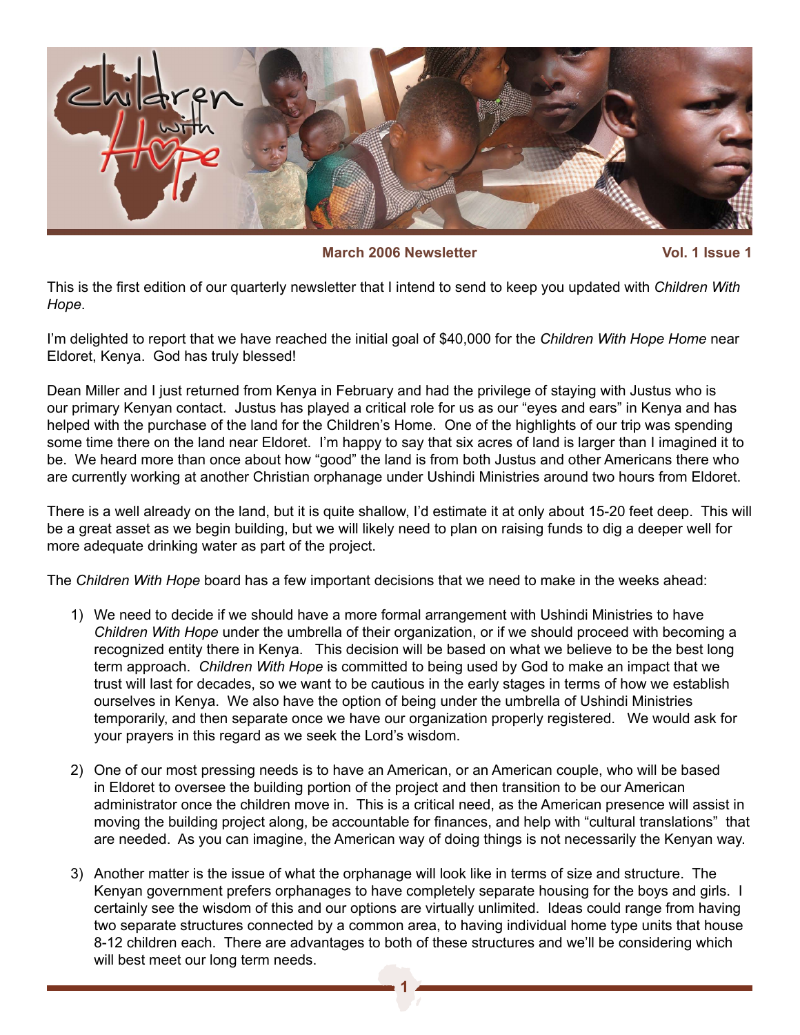# Children with Hope

**March 2006 Newsletter** **Vol. 1 Issue 1**

This is the first edition of our quarterly newsletter that I intend to send to keep you updated with *Children With Hope*.

I'm delighted to report that we have reached the initial goal of $40,000 for the *Children With Hope Home* near Eldoret, Kenya. God has truly blessed!

Dean Miller and I just returned from Kenya in February and had the privilege of staying with Justus who is our primary Kenyan contact. Justus has played a critical role for us as our "eyes and ears" in Kenya and has helped with the purchase of the land for the Children's Home. One of the highlights of our trip was spending some time there on the land near Eldoret. I'm happy to say that six acres of land is larger than I imagined it to be. We heard more than once about how "good" the land is from both Justus and other Americans there who are currently working at another Christian orphanage under Ushindi Ministries around two hours from Eldoret.

There is a well already on the land, but it is quite shallow, I'd estimate it at only about 15-20 feet deep. This will be a great asset as we begin building, but we will likely need to plan on raising funds to dig a deeper well for more adequate drinking water as part of the project.

The *Children With Hope* board has a few important decisions that we need to make in the weeks ahead:

1) We need to decide if we should have a more formal arrangement with Ushindi Ministries to have *Children With Hope* under the umbrella of their organization, or if we should proceed with becoming a recognized entity there in Kenya. This decision will be based on what we believe to be the best long term approach. *Children With Hope* is committed to being used by God to make an impact that we trust will last for decades, so we want to be cautious in the early stages in terms of how we establish ourselves in Kenya. We also have the option of being under the umbrella of Ushindi Ministries temporarily, and then separate once we have our organization properly registered. We would ask for your prayers in this regard as we seek the Lord's wisdom.

2) One of our most pressing needs is to have an American, or an American couple, who will be based in Eldoret to oversee the building portion of the project and then transition to be our American administrator once the children move in. This is a critical need, as the American presence will assist in moving the building project along, be accountable for finances, and help with "cultural translations" that are needed. As you can imagine, the American way of doing things is not necessarily the Kenyan way.

3) Another matter is the issue of what the orphanage will look like in terms of size and structure. The Kenyan government prefers orphanages to have completely separate housing for the boys and girls. I certainly see the wisdom of this and our options are virtually unlimited. Ideas could range from having two separate structures connected by a common area, to having individual home type units that house 8-12 children each. There are advantages to both of these structures and we'll be considering which will best meet our long term needs.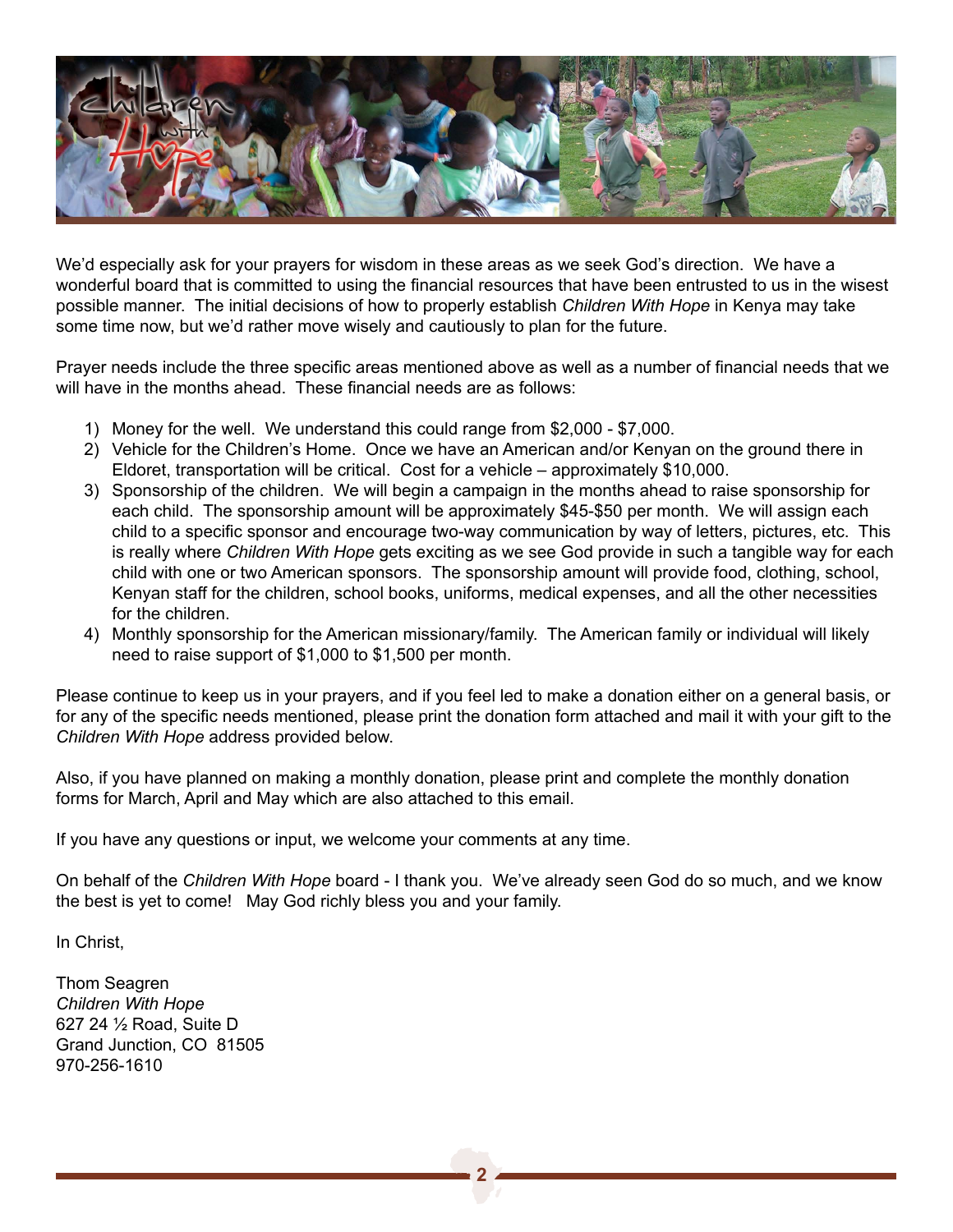We'd especially ask for your prayers for wisdom in these areas as we seek God's direction. We have a wonderful board that is committed to using the financial resources that have been entrusted to us in the wisest possible manner. The initial decisions of how to properly establish *Children With Hope* in Kenya may take some time now, but we'd rather move wisely and cautiously to plan for the future.

Prayer needs include the three specific areas mentioned above as well as a number of financial needs that we will have in the months ahead. These financial needs are as follows:

1) Money for the well. We understand this could range from $2,000 - $7,000.
2) Vehicle for the Children's Home. Once we have an American and/or Kenyan on the ground there in Eldoret, transportation will be critical. Cost for a vehicle – approximately $10,000.
3) Sponsorship of the children. We will begin a campaign in the months ahead to raise sponsorship for each child. The sponsorship amount will be approximately $45-$50 per month. We will assign each child to a specific sponsor and encourage two-way communication by way of letters, pictures, etc. This is really where *Children With Hope* gets exciting as we see God provide in such a tangible way for each child with one or two American sponsors. The sponsorship amount will provide food, clothing, school, Kenyan staff for the children, school books, uniforms, medical expenses, and all the other necessities for the children.
4) Monthly sponsorship for the American missionary/family. The American family or individual will likely need to raise support of $1,000 to $1,500 per month.

Please continue to keep us in your prayers, and if you feel led to make a donation either on a general basis, or for any of the specific needs mentioned, please print the donation form attached and mail it with your gift to the *Children With Hope* address provided below.

Also, if you have planned on making a monthly donation, please print and complete the monthly donation forms for March, April and May which are also attached to this email.

If you have any questions or input, we welcome your comments at any time.

On behalf of the *Children With Hope* board - I thank you. We've already seen God do so much, and we know the best is yet to come! May God richly bless you and your family.

In Christ,

Thom Seagren
*Children With Hope*
627 24 ½ Road, Suite D
Grand Junction, CO 81505
970-256-1610